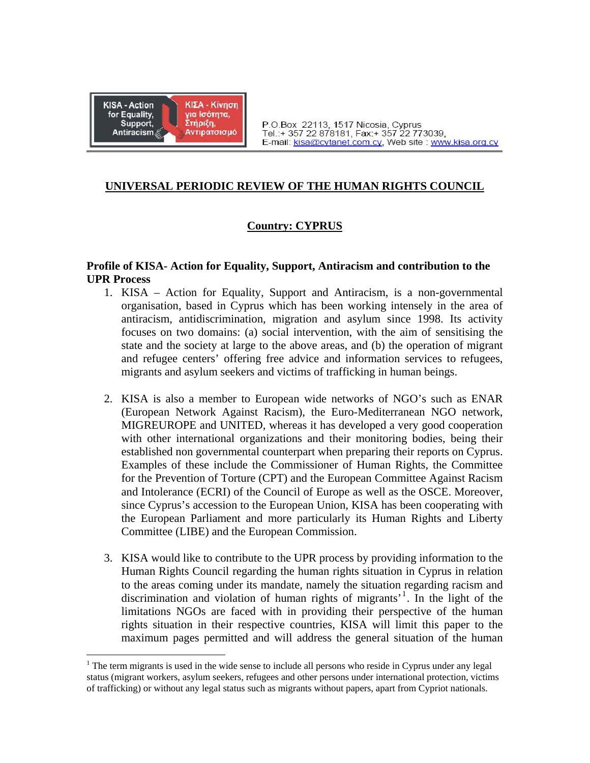KISA - Action for Equality, Support, Antiracism | ΚΙΣΑ - Κίνηση για Ισότητα, Στήριξη, Αντιρατσισμό

P.O.Box 22113, 1517 Nicosia, Cyprus
Tel.:+ 357 22 878181, Fax:+ 357 22 773039,
E-mail: kisa@cytanet.com.cy, Web site : www.kisa.org.cy

# UNIVERSAL PERIODIC REVIEW OF THE HUMAN RIGHTS COUNCIL

## Country: CYPRUS

### Profile of KISA- Action for Equality, Support, Antiracism and contribution to the UPR Process

1. KISA – Action for Equality, Support and Antiracism, is a non-governmental organisation, based in Cyprus which has been working intensely in the area of antiracism, antidiscrimination, migration and asylum since 1998. Its activity focuses on two domains: (a) social intervention, with the aim of sensitising the state and the society at large to the above areas, and (b) the operation of migrant and refugee centers' offering free advice and information services to refugees, migrants and asylum seekers and victims of trafficking in human beings.

2. KISA is also a member to European wide networks of NGO's such as ENAR (European Network Against Racism), the Euro-Mediterranean NGO network, MIGREUROPE and UNITED, whereas it has developed a very good cooperation with other international organizations and their monitoring bodies, being their established non governmental counterpart when preparing their reports on Cyprus. Examples of these include the Commissioner of Human Rights, the Committee for the Prevention of Torture (CPT) and the European Committee Against Racism and Intolerance (ECRI) of the Council of Europe as well as the OSCE. Moreover, since Cyprus's accession to the European Union, KISA has been cooperating with the European Parliament and more particularly its Human Rights and Liberty Committee (LIBE) and the European Commission.

3. KISA would like to contribute to the UPR process by providing information to the Human Rights Council regarding the human rights situation in Cyprus in relation to the areas coming under its mandate, namely the situation regarding racism and discrimination and violation of human rights of migrants'[1]. In the light of the limitations NGOs are faced with in providing their perspective of the human rights situation in their respective countries, KISA will limit this paper to the maximum pages permitted and will address the general situation of the human

[1] The term migrants is used in the wide sense to include all persons who reside in Cyprus under any legal status (migrant workers, asylum seekers, refugees and other persons under international protection, victims of trafficking) or without any legal status such as migrants without papers, apart from Cypriot nationals.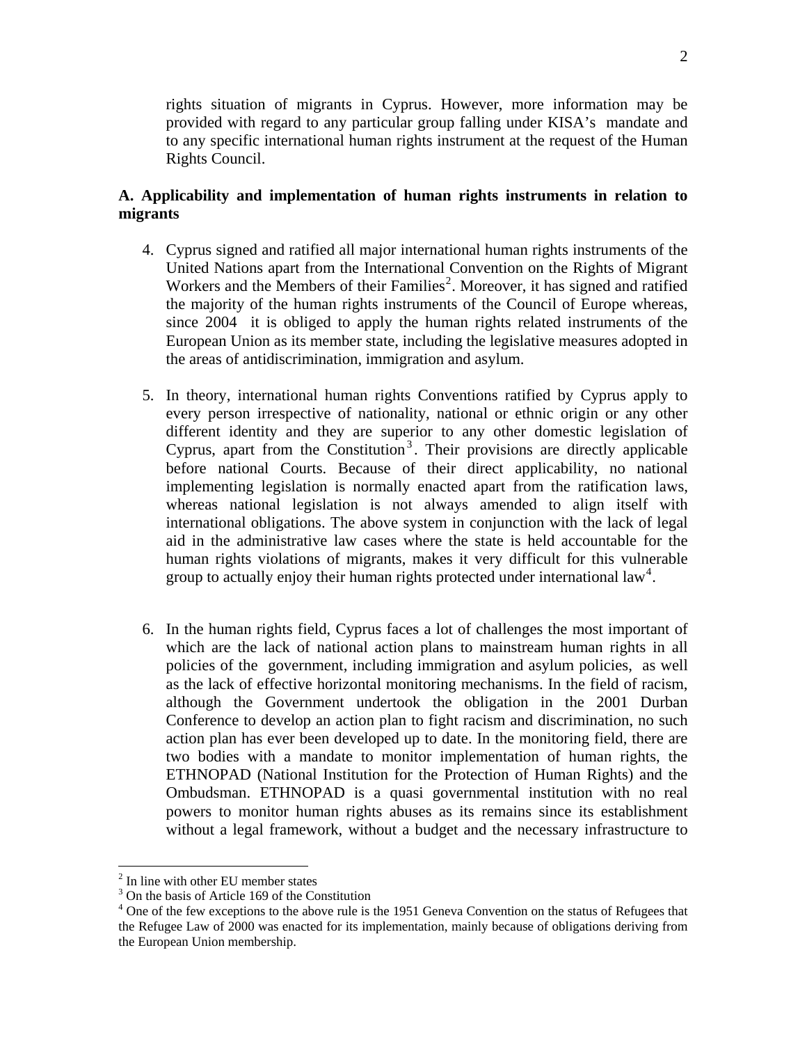rights situation of migrants in Cyprus. However, more information may be provided with regard to any particular group falling under KISA's mandate and to any specific international human rights instrument at the request of the Human Rights Council.

**A. Applicability and implementation of human rights instruments in relation to migrants**

4. Cyprus signed and ratified all major international human rights instruments of the United Nations apart from the International Convention on the Rights of Migrant Workers and the Members of their Families[2]. Moreover, it has signed and ratified the majority of the human rights instruments of the Council of Europe whereas, since 2004 it is obliged to apply the human rights related instruments of the European Union as its member state, including the legislative measures adopted in the areas of antidiscrimination, immigration and asylum.

5. In theory, international human rights Conventions ratified by Cyprus apply to every person irrespective of nationality, national or ethnic origin or any other different identity and they are superior to any other domestic legislation of Cyprus, apart from the Constitution[3]. Their provisions are directly applicable before national Courts. Because of their direct applicability, no national implementing legislation is normally enacted apart from the ratification laws, whereas national legislation is not always amended to align itself with international obligations. The above system in conjunction with the lack of legal aid in the administrative law cases where the state is held accountable for the human rights violations of migrants, makes it very difficult for this vulnerable group to actually enjoy their human rights protected under international law[4].

6. In the human rights field, Cyprus faces a lot of challenges the most important of which are the lack of national action plans to mainstream human rights in all policies of the government, including immigration and asylum policies, as well as the lack of effective horizontal monitoring mechanisms. In the field of racism, although the Government undertook the obligation in the 2001 Durban Conference to develop an action plan to fight racism and discrimination, no such action plan has ever been developed up to date. In the monitoring field, there are two bodies with a mandate to monitor implementation of human rights, the ETHNOPAD (National Institution for the Protection of Human Rights) and the Ombudsman. ETHNOPAD is a quasi governmental institution with no real powers to monitor human rights abuses as its remains since its establishment without a legal framework, without a budget and the necessary infrastructure to

---

[2] In line with other EU member states

[3] On the basis of Article 169 of the Constitution

[4] One of the few exceptions to the above rule is the 1951 Geneva Convention on the status of Refugees that the Refugee Law of 2000 was enacted for its implementation, mainly because of obligations deriving from the European Union membership.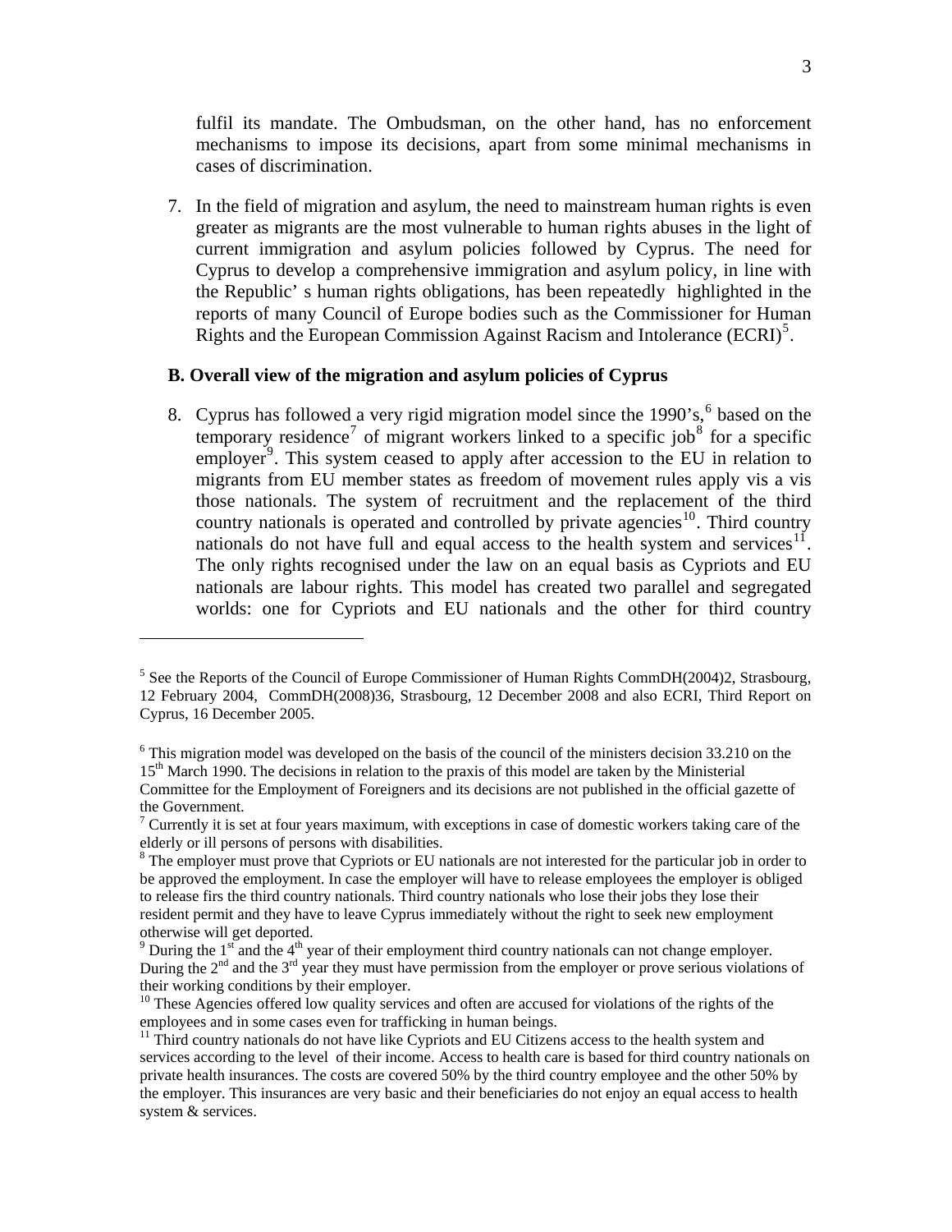fulfil its mandate. The Ombudsman, on the other hand, has no enforcement mechanisms to impose its decisions, apart from some minimal mechanisms in cases of discrimination.

7. In the field of migration and asylum, the need to mainstream human rights is even greater as migrants are the most vulnerable to human rights abuses in the light of current immigration and asylum policies followed by Cyprus. The need for Cyprus to develop a comprehensive immigration and asylum policy, in line with the Republic' s human rights obligations, has been repeatedly highlighted in the reports of many Council of Europe bodies such as the Commissioner for Human Rights and the European Commission Against Racism and Intolerance (ECRI)[5].

**B. Overall view of the migration and asylum policies of Cyprus**

8. Cyprus has followed a very rigid migration model since the 1990's,[6] based on the temporary residence[7] of migrant workers linked to a specific job[8] for a specific employer[9]. This system ceased to apply after accession to the EU in relation to migrants from EU member states as freedom of movement rules apply vis a vis those nationals. The system of recruitment and the replacement of the third country nationals is operated and controlled by private agencies[10]. Third country nationals do not have full and equal access to the health system and services[11]. The only rights recognised under the law on an equal basis as Cypriots and EU nationals are labour rights. This model has created two parallel and segregated worlds: one for Cypriots and EU nationals and the other for third country

---

[5] See the Reports of the Council of Europe Commissioner of Human Rights CommDH(2004)2, Strasbourg, 12 February 2004, CommDH(2008)36, Strasbourg, 12 December 2008 and also ECRI, Third Report on Cyprus, 16 December 2005.

[6] This migration model was developed on the basis of the council of the ministers decision 33.210 on the 15th March 1990. The decisions in relation to the praxis of this model are taken by the Ministerial Committee for the Employment of Foreigners and its decisions are not published in the official gazette of the Government.

[7] Currently it is set at four years maximum, with exceptions in case of domestic workers taking care of the elderly or ill persons of persons with disabilities.

[8] The employer must prove that Cypriots or EU nationals are not interested for the particular job in order to be approved the employment. In case the employer will have to release employees the employer is obliged to release firs the third country nationals. Third country nationals who lose their jobs they lose their resident permit and they have to leave Cyprus immediately without the right to seek new employment otherwise will get deported.

[9] During the 1st and the 4th year of their employment third country nationals can not change employer. During the 2nd and the 3rd year they must have permission from the employer or prove serious violations of their working conditions by their employer.

[10] These Agencies offered low quality services and often are accused for violations of the rights of the employees and in some cases even for trafficking in human beings.

[11] Third country nationals do not have like Cypriots and EU Citizens access to the health system and services according to the level of their income. Access to health care is based for third country nationals on private health insurances. The costs are covered 50% by the third country employee and the other 50% by the employer. This insurances are very basic and their beneficiaries do not enjoy an equal access to health system & services.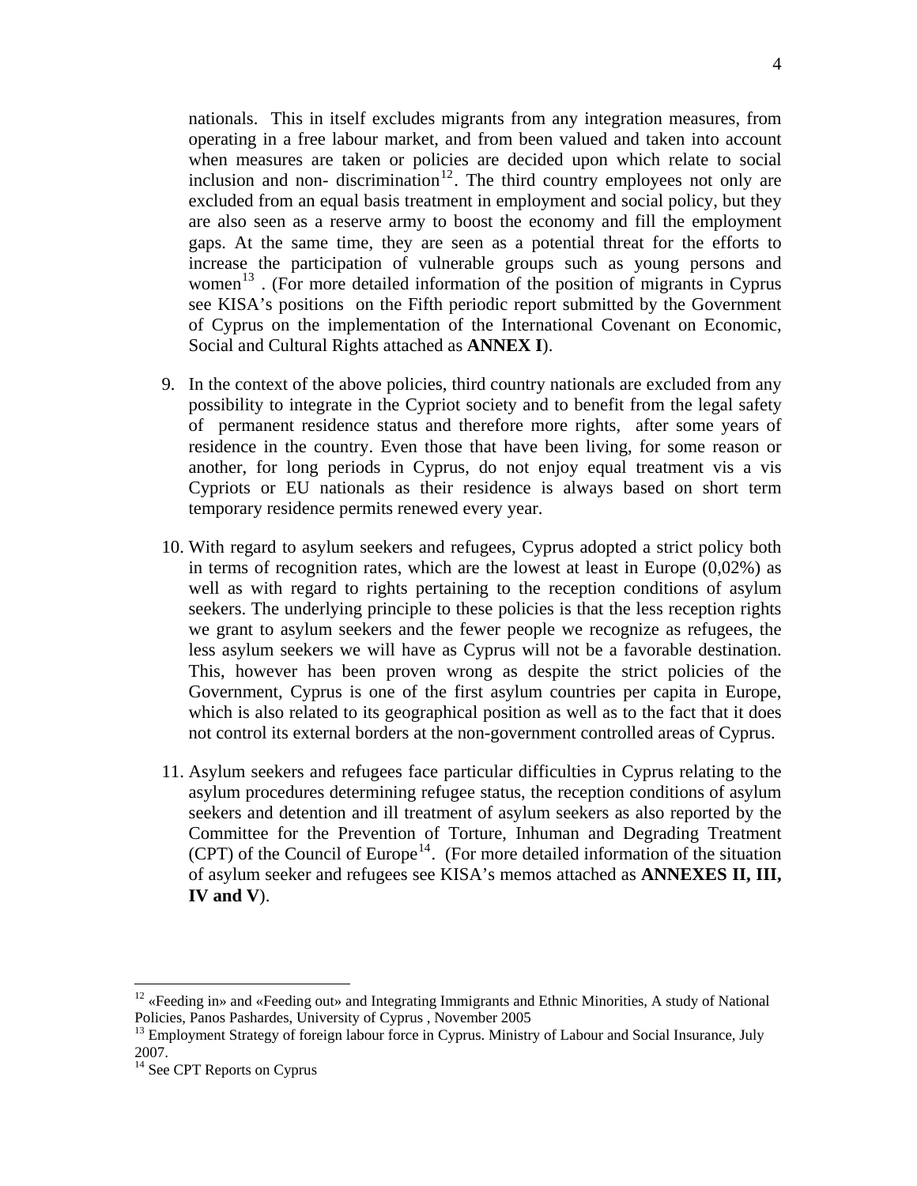nationals. This in itself excludes migrants from any integration measures, from operating in a free labour market, and from been valued and taken into account when measures are taken or policies are decided upon which relate to social inclusion and non- discrimination[12]. The third country employees not only are excluded from an equal basis treatment in employment and social policy, but they are also seen as a reserve army to boost the economy and fill the employment gaps. At the same time, they are seen as a potential threat for the efforts to increase the participation of vulnerable groups such as young persons and women[13] . (For more detailed information of the position of migrants in Cyprus see KISA's positions on the Fifth periodic report submitted by the Government of Cyprus on the implementation of the International Covenant on Economic, Social and Cultural Rights attached as **ANNEX I**).

9. In the context of the above policies, third country nationals are excluded from any possibility to integrate in the Cypriot society and to benefit from the legal safety of permanent residence status and therefore more rights, after some years of residence in the country. Even those that have been living, for some reason or another, for long periods in Cyprus, do not enjoy equal treatment vis a vis Cypriots or EU nationals as their residence is always based on short term temporary residence permits renewed every year.

10. With regard to asylum seekers and refugees, Cyprus adopted a strict policy both in terms of recognition rates, which are the lowest at least in Europe (0,02%) as well as with regard to rights pertaining to the reception conditions of asylum seekers. The underlying principle to these policies is that the less reception rights we grant to asylum seekers and the fewer people we recognize as refugees, the less asylum seekers we will have as Cyprus will not be a favorable destination. This, however has been proven wrong as despite the strict policies of the Government, Cyprus is one of the first asylum countries per capita in Europe, which is also related to its geographical position as well as to the fact that it does not control its external borders at the non-government controlled areas of Cyprus.

11. Asylum seekers and refugees face particular difficulties in Cyprus relating to the asylum procedures determining refugee status, the reception conditions of asylum seekers and detention and ill treatment of asylum seekers as also reported by the Committee for the Prevention of Torture, Inhuman and Degrading Treatment (CPT) of the Council of Europe[14]. (For more detailed information of the situation of asylum seeker and refugees see KISA's memos attached as **ANNEXES II, III, IV and V**).

---

[12] «Feeding in» and «Feeding out» and Integrating Immigrants and Ethnic Minorities, A study of National Policies, Panos Pashardes, University of Cyprus , November 2005

[13] Employment Strategy of foreign labour force in Cyprus. Ministry of Labour and Social Insurance, July 2007.

[14] See CPT Reports on Cyprus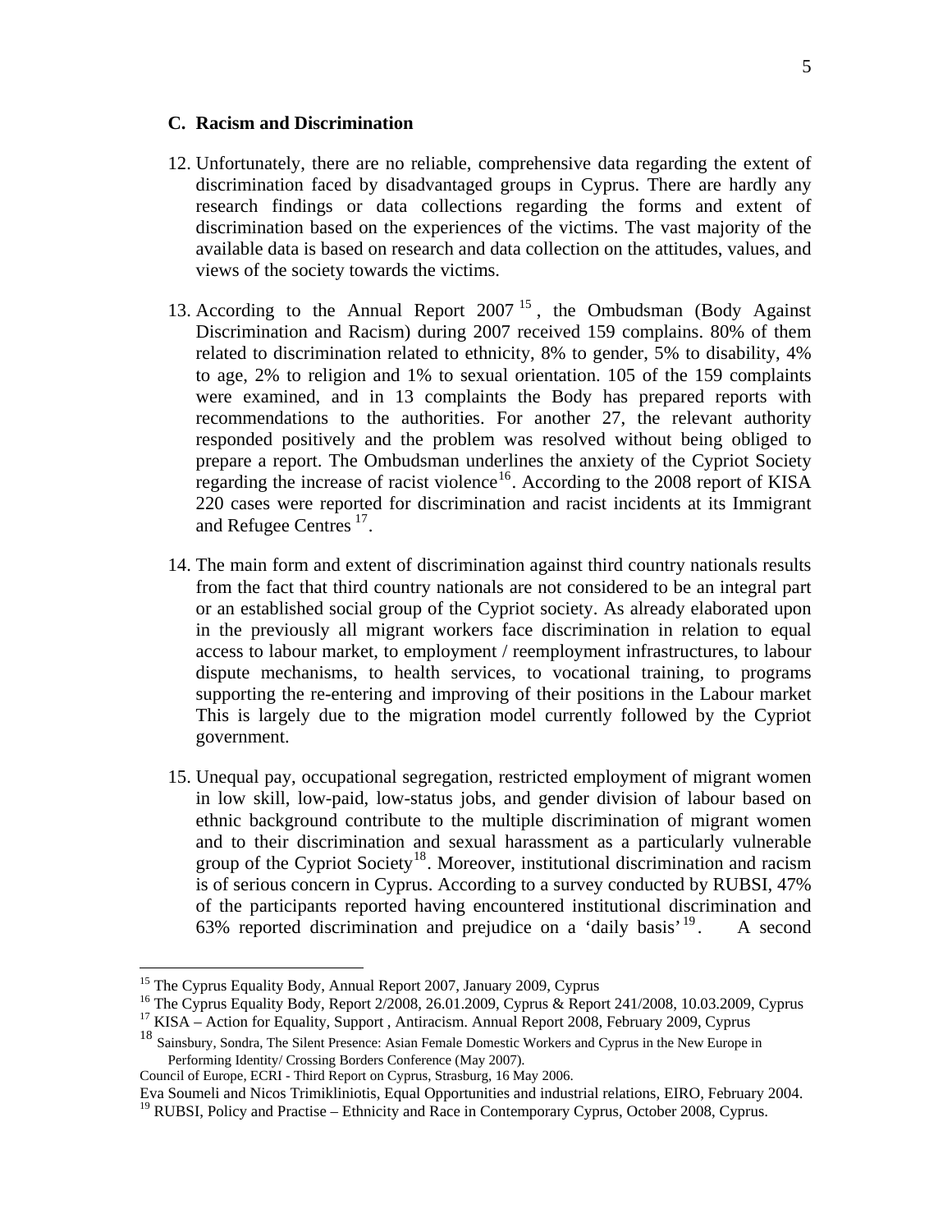### C. Racism and Discrimination

12. Unfortunately, there are no reliable, comprehensive data regarding the extent of discrimination faced by disadvantaged groups in Cyprus. There are hardly any research findings or data collections regarding the forms and extent of discrimination based on the experiences of the victims. The vast majority of the available data is based on research and data collection on the attitudes, values, and views of the society towards the victims.

13. According to the Annual Report 2007 [15], the Ombudsman (Body Against Discrimination and Racism) during 2007 received 159 complains. 80% of them related to discrimination related to ethnicity, 8% to gender, 5% to disability, 4% to age, 2% to religion and 1% to sexual orientation. 105 of the 159 complaints were examined, and in 13 complaints the Body has prepared reports with recommendations to the authorities. For another 27, the relevant authority responded positively and the problem was resolved without being obliged to prepare a report. The Ombudsman underlines the anxiety of the Cypriot Society regarding the increase of racist violence[16]. According to the 2008 report of KISA 220 cases were reported for discrimination and racist incidents at its Immigrant and Refugee Centres [17].

14. The main form and extent of discrimination against third country nationals results from the fact that third country nationals are not considered to be an integral part or an established social group of the Cypriot society. As already elaborated upon in the previously all migrant workers face discrimination in relation to equal access to labour market, to employment / reemployment infrastructures, to labour dispute mechanisms, to health services, to vocational training, to programs supporting the re-entering and improving of their positions in the Labour market This is largely due to the migration model currently followed by the Cypriot government.

15. Unequal pay, occupational segregation, restricted employment of migrant women in low skill, low-paid, low-status jobs, and gender division of labour based on ethnic background contribute to the multiple discrimination of migrant women and to their discrimination and sexual harassment as a particularly vulnerable group of the Cypriot Society[18]. Moreover, institutional discrimination and racism is of serious concern in Cyprus. According to a survey conducted by RUBSI, 47% of the participants reported having encountered institutional discrimination and 63% reported discrimination and prejudice on a 'daily basis' [19]. A second

---

[15] The Cyprus Equality Body, Annual Report 2007, January 2009, Cyprus

[16] The Cyprus Equality Body, Report 2/2008, 26.01.2009, Cyprus & Report 241/2008, 10.03.2009, Cyprus

[17] KISA – Action for Equality, Support , Antiracism. Annual Report 2008, February 2009, Cyprus

[18] Sainsbury, Sondra, The Silent Presence: Asian Female Domestic Workers and Cyprus in the New Europe in Performing Identity/ Crossing Borders Conference (May 2007).
Council of Europe, ECRI - Third Report on Cyprus, Strasburg, 16 May 2006.
Eva Soumeli and Nicos Trimikliniotis, Equal Opportunities and industrial relations, EIRO, February 2004.

[19] RUBSI, Policy and Practise – Ethnicity and Race in Contemporary Cyprus, October 2008, Cyprus.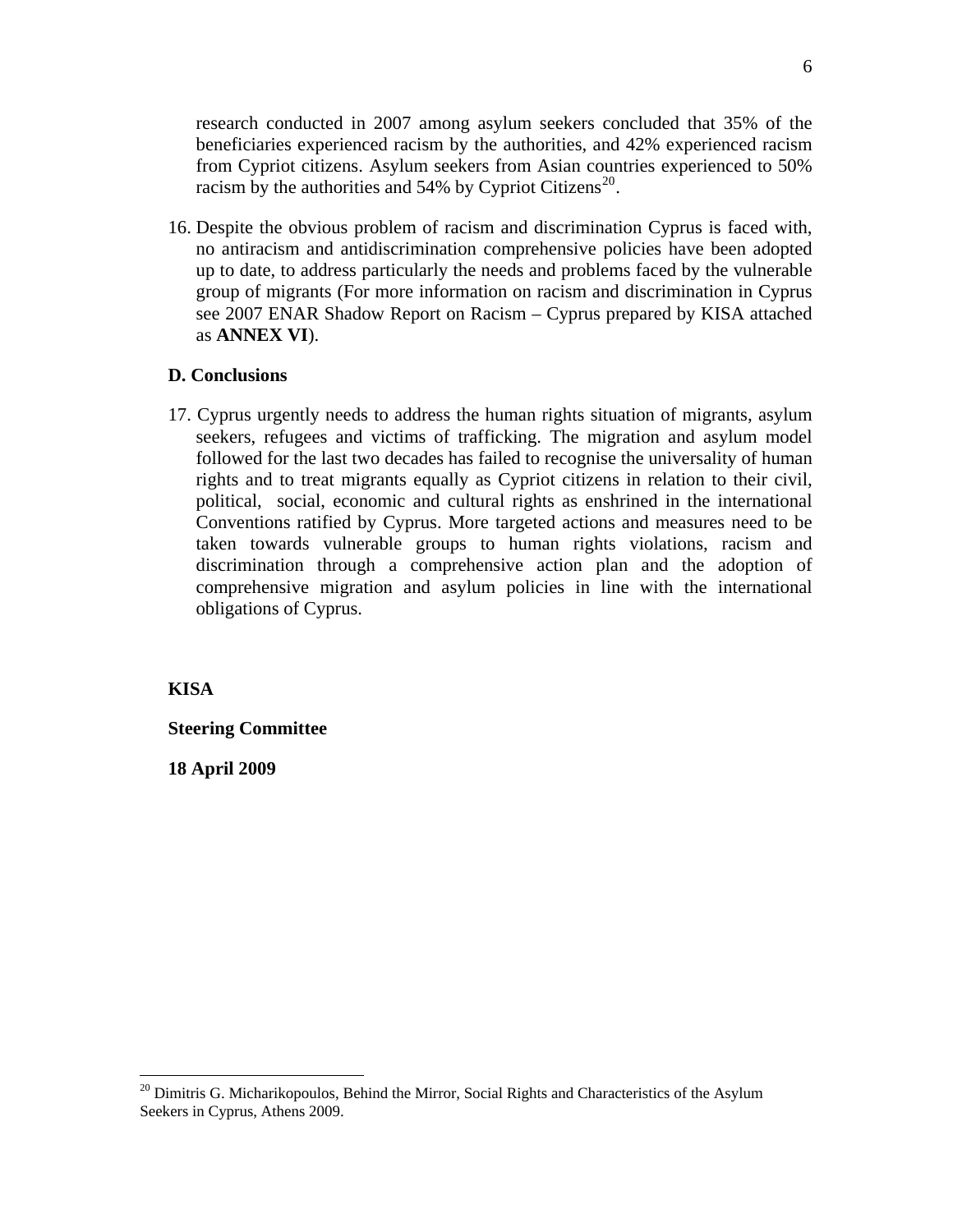research conducted in 2007 among asylum seekers concluded that 35% of the beneficiaries experienced racism by the authorities, and 42% experienced racism from Cypriot citizens. Asylum seekers from Asian countries experienced to 50% racism by the authorities and 54% by Cypriot Citizens[20].

16. Despite the obvious problem of racism and discrimination Cyprus is faced with, no antiracism and antidiscrimination comprehensive policies have been adopted up to date, to address particularly the needs and problems faced by the vulnerable group of migrants (For more information on racism and discrimination in Cyprus see 2007 ENAR Shadow Report on Racism – Cyprus prepared by KISA attached as **ANNEX VI**).

**D. Conclusions**

17. Cyprus urgently needs to address the human rights situation of migrants, asylum seekers, refugees and victims of trafficking. The migration and asylum model followed for the last two decades has failed to recognise the universality of human rights and to treat migrants equally as Cypriot citizens in relation to their civil, political, social, economic and cultural rights as enshrined in the international Conventions ratified by Cyprus. More targeted actions and measures need to be taken towards vulnerable groups to human rights violations, racism and discrimination through a comprehensive action plan and the adoption of comprehensive migration and asylum policies in line with the international obligations of Cyprus.

**KISA**

**Steering Committee**

**18 April 2009**

---

[20] Dimitris G. Micharikopoulos, Behind the Mirror, Social Rights and Characteristics of the Asylum Seekers in Cyprus, Athens 2009.